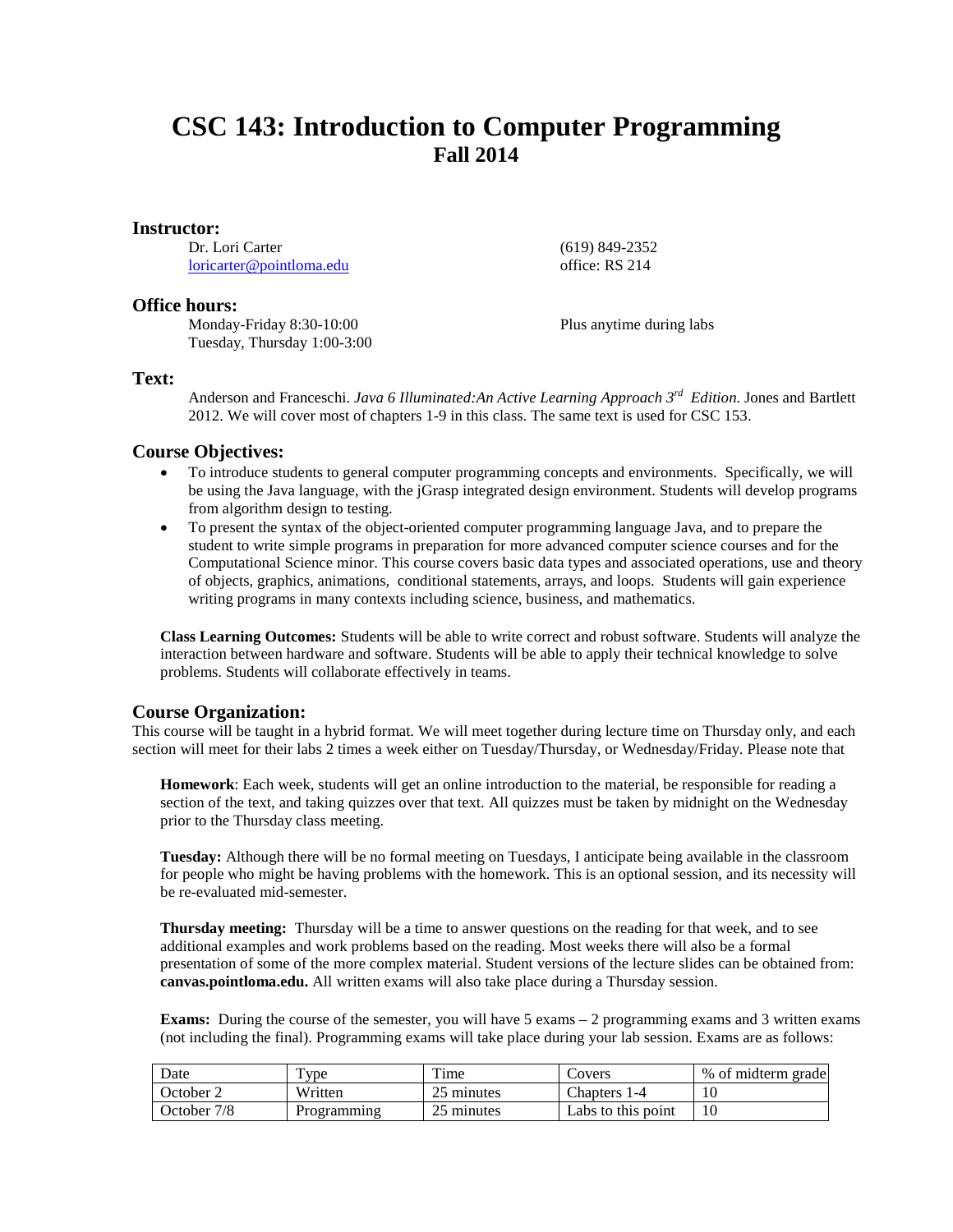# CSC 143: Introduction to Computer Programming

## Fall 2014

### Instructor:

Dr. Lori Carter  
loricarter@pointloma.edu

(619) 849-2352  
office: RS 214

### Office hours:

Monday-Friday 8:30-10:00  
Tuesday, Thursday 1:00-3:00

Plus anytime during labs

### Text:

Anderson and Franceschi. *Java 6 Illuminated:An Active Learning Approach 3rd Edition*. Jones and Bartlett 2012. We will cover most of chapters 1-9 in this class. The same text is used for CSC 153.

### Course Objectives:

- To introduce students to general computer programming concepts and environments. Specifically, we will be using the Java language, with the jGrasp integrated design environment. Students will develop programs from algorithm design to testing.
- To present the syntax of the object-oriented computer programming language Java, and to prepare the student to write simple programs in preparation for more advanced computer science courses and for the Computational Science minor. This course covers basic data types and associated operations, use and theory of objects, graphics, animations, conditional statements, arrays, and loops. Students will gain experience writing programs in many contexts including science, business, and mathematics.

**Class Learning Outcomes:** Students will be able to write correct and robust software. Students will analyze the interaction between hardware and software. Students will be able to apply their technical knowledge to solve problems. Students will collaborate effectively in teams.

### Course Organization:

This course will be taught in a hybrid format. We will meet together during lecture time on Thursday only, and each section will meet for their labs 2 times a week either on Tuesday/Thursday, or Wednesday/Friday. Please note that

**Homework**: Each week, students will get an online introduction to the material, be responsible for reading a section of the text, and taking quizzes over that text. All quizzes must be taken by midnight on the Wednesday prior to the Thursday class meeting.

**Tuesday:** Although there will be no formal meeting on Tuesdays, I anticipate being available in the classroom for people who might be having problems with the homework. This is an optional session, and its necessity will be re-evaluated mid-semester.

**Thursday meeting:** Thursday will be a time to answer questions on the reading for that week, and to see additional examples and work problems based on the reading. Most weeks there will also be a formal presentation of some of the more complex material. Student versions of the lecture slides can be obtained from: **canvas.pointloma.edu.** All written exams will also take place during a Thursday session.

**Exams:** During the course of the semester, you will have 5 exams – 2 programming exams and 3 written exams (not including the final). Programming exams will take place during your lab session. Exams are as follows:

| Date | Type | Time | Covers | % of midterm grade |
|---|---|---|---|---|
| October 2 | Written | 25 minutes | Chapters 1-4 | 10 |
| October 7/8 | Programming | 25 minutes | Labs to this point | 10 |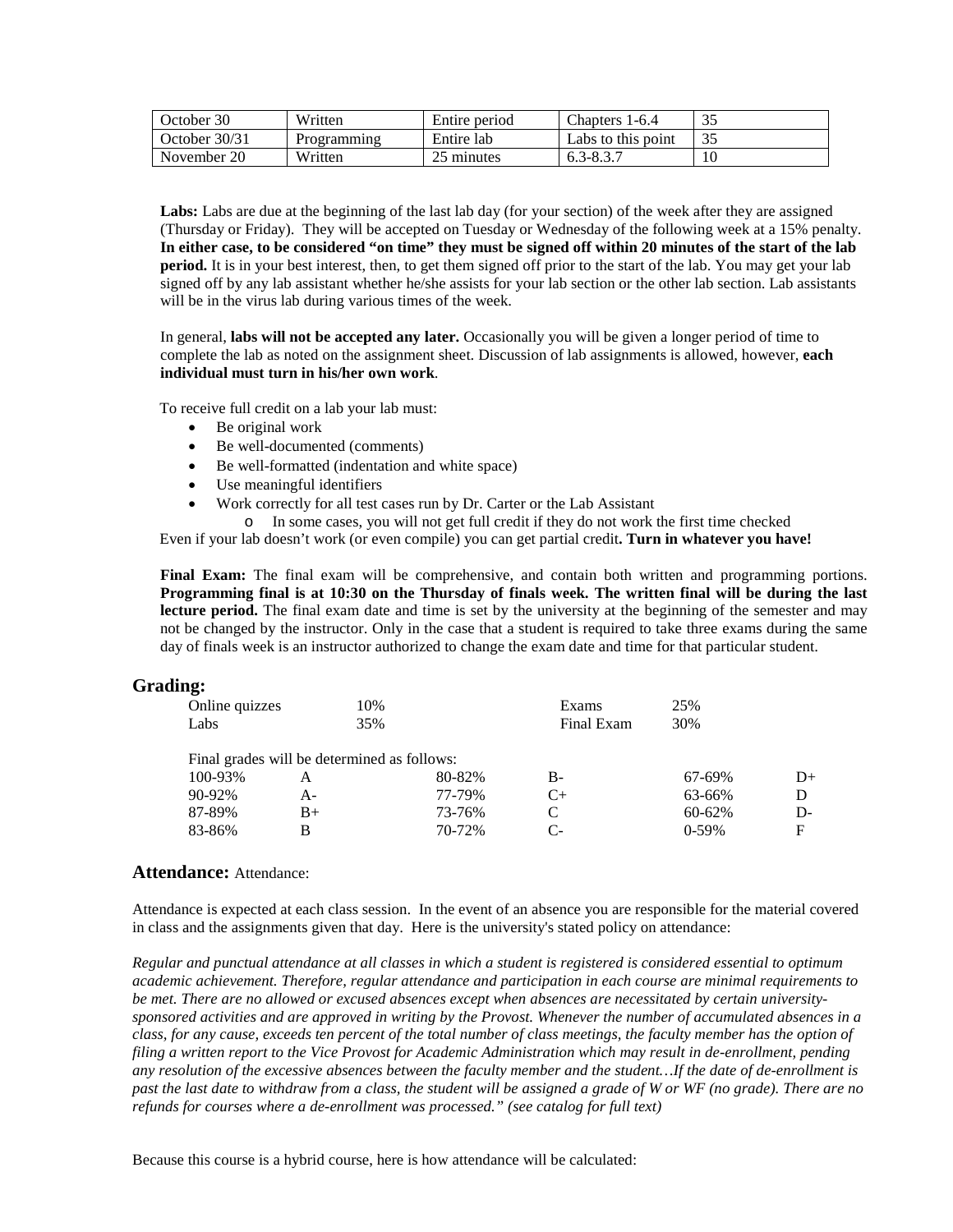| October 30 | Written | Entire period | Chapters 1-6.4 | 35 |
|---|---|---|---|---|
| October 30/31 | Programming | Entire lab | Labs to this point | 35 |
| November 20 | Written | 25 minutes | 6.3-8.3.7 | 10 |

**Labs:** Labs are due at the beginning of the last lab day (for your section) of the week after they are assigned (Thursday or Friday). They will be accepted on Tuesday or Wednesday of the following week at a 15% penalty. **In either case, to be considered "on time" they must be signed off within 20 minutes of the start of the lab period.** It is in your best interest, then, to get them signed off prior to the start of the lab. You may get your lab signed off by any lab assistant whether he/she assists for your lab section or the other lab section. Lab assistants will be in the virus lab during various times of the week.

In general, **labs will not be accepted any later.** Occasionally you will be given a longer period of time to complete the lab as noted on the assignment sheet. Discussion of lab assignments is allowed, however, **each individual must turn in his/her own work**.

To receive full credit on a lab your lab must:

- Be original work
- Be well-documented (comments)
- Be well-formatted (indentation and white space)
- Use meaningful identifiers
- Work correctly for all test cases run by Dr. Carter or the Lab Assistant
  - In some cases, you will not get full credit if they do not work the first time checked

Even if your lab doesn't work (or even compile) you can get partial credit**. Turn in whatever you have!**

**Final Exam:** The final exam will be comprehensive, and contain both written and programming portions. **Programming final is at 10:30 on the Thursday of finals week. The written final will be during the last lecture period.** The final exam date and time is set by the university at the beginning of the semester and may not be changed by the instructor. Only in the case that a student is required to take three exams during the same day of finals week is an instructor authorized to change the exam date and time for that particular student.

## Grading:

| Online quizzes | 10% | Exams | 25% |
|---|---|---|---|
| Labs | 35% | Final Exam | 30% |

Final grades will be determined as follows:

| 100-93% | A | 80-82% | B- | 67-69% | D+ |
|---|---|---|---|---|---|
| 90-92% | A- | 77-79% | C+ | 63-66% | D |
| 87-89% | B+ | 73-76% | C | 60-62% | D- |
| 83-86% | B | 70-72% | C- | 0-59% | F |

## Attendance: Attendance:

Attendance is expected at each class session. In the event of an absence you are responsible for the material covered in class and the assignments given that day. Here is the university's stated policy on attendance:

*Regular and punctual attendance at all classes in which a student is registered is considered essential to optimum academic achievement. Therefore, regular attendance and participation in each course are minimal requirements to be met. There are no allowed or excused absences except when absences are necessitated by certain university-sponsored activities and are approved in writing by the Provost. Whenever the number of accumulated absences in a class, for any cause, exceeds ten percent of the total number of class meetings, the faculty member has the option of filing a written report to the Vice Provost for Academic Administration which may result in de-enrollment, pending any resolution of the excessive absences between the faculty member and the student…If the date of de-enrollment is past the last date to withdraw from a class, the student will be assigned a grade of W or WF (no grade). There are no refunds for courses where a de-enrollment was processed." (see catalog for full text)*

Because this course is a hybrid course, here is how attendance will be calculated: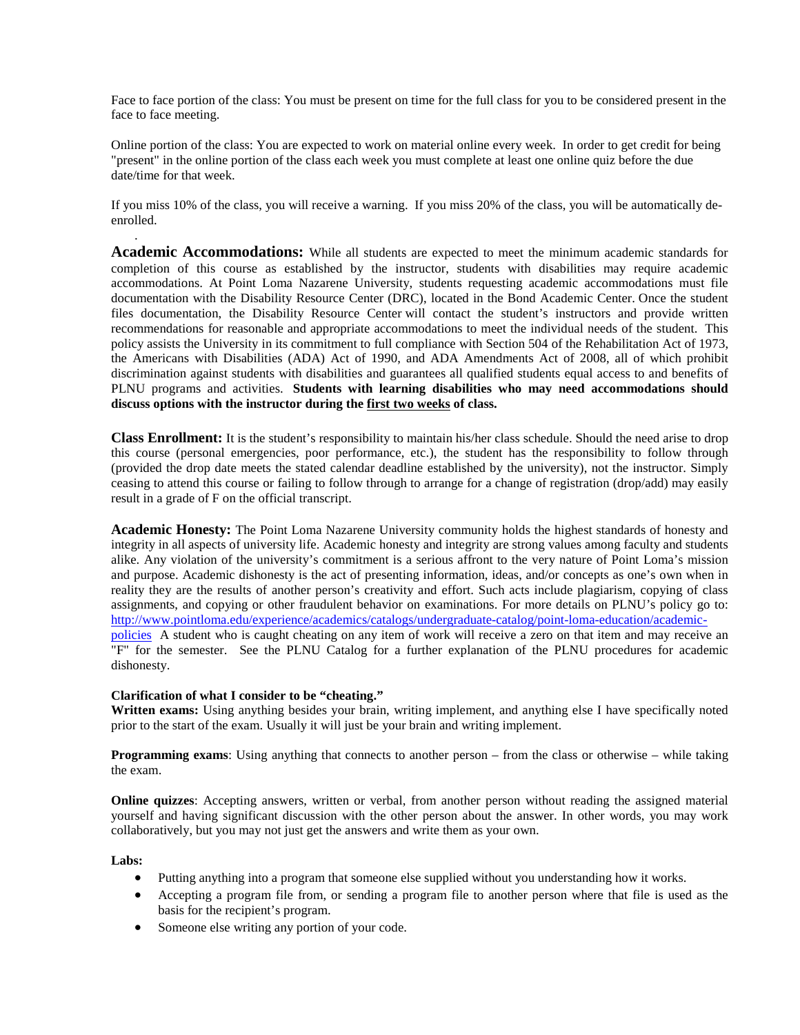Face to face portion of the class: You must be present on time for the full class for you to be considered present in the face to face meeting.

Online portion of the class: You are expected to work on material online every week. In order to get credit for being "present" in the online portion of the class each week you must complete at least one online quiz before the due date/time for that week.

If you miss 10% of the class, you will receive a warning. If you miss 20% of the class, you will be automatically de-enrolled.

**Academic Accommodations:** While all students are expected to meet the minimum academic standards for completion of this course as established by the instructor, students with disabilities may require academic accommodations. At Point Loma Nazarene University, students requesting academic accommodations must file documentation with the Disability Resource Center (DRC), located in the Bond Academic Center. Once the student files documentation, the Disability Resource Center will contact the student's instructors and provide written recommendations for reasonable and appropriate accommodations to meet the individual needs of the student. This policy assists the University in its commitment to full compliance with Section 504 of the Rehabilitation Act of 1973, the Americans with Disabilities (ADA) Act of 1990, and ADA Amendments Act of 2008, all of which prohibit discrimination against students with disabilities and guarantees all qualified students equal access to and benefits of PLNU programs and activities. **Students with learning disabilities who may need accommodations should discuss options with the instructor during the first two weeks of class.**

**Class Enrollment:** It is the student's responsibility to maintain his/her class schedule. Should the need arise to drop this course (personal emergencies, poor performance, etc.), the student has the responsibility to follow through (provided the drop date meets the stated calendar deadline established by the university), not the instructor. Simply ceasing to attend this course or failing to follow through to arrange for a change of registration (drop/add) may easily result in a grade of F on the official transcript.

**Academic Honesty:** The Point Loma Nazarene University community holds the highest standards of honesty and integrity in all aspects of university life. Academic honesty and integrity are strong values among faculty and students alike. Any violation of the university's commitment is a serious affront to the very nature of Point Loma's mission and purpose. Academic dishonesty is the act of presenting information, ideas, and/or concepts as one's own when in reality they are the results of another person's creativity and effort. Such acts include plagiarism, copying of class assignments, and copying or other fraudulent behavior on examinations. For more details on PLNU's policy go to: http://www.pointloma.edu/experience/academics/catalogs/undergraduate-catalog/point-loma-education/academic-policies A student who is caught cheating on any item of work will receive a zero on that item and may receive an "F" for the semester. See the PLNU Catalog for a further explanation of the PLNU procedures for academic dishonesty.

**Clarification of what I consider to be "cheating."**

**Written exams:** Using anything besides your brain, writing implement, and anything else I have specifically noted prior to the start of the exam. Usually it will just be your brain and writing implement.

**Programming exams**: Using anything that connects to another person – from the class or otherwise – while taking the exam.

**Online quizzes**: Accepting answers, written or verbal, from another person without reading the assigned material yourself and having significant discussion with the other person about the answer. In other words, you may work collaboratively, but you may not just get the answers and write them as your own.

**Labs:**

- Putting anything into a program that someone else supplied without you understanding how it works.
- Accepting a program file from, or sending a program file to another person where that file is used as the basis for the recipient's program.
- Someone else writing any portion of your code.